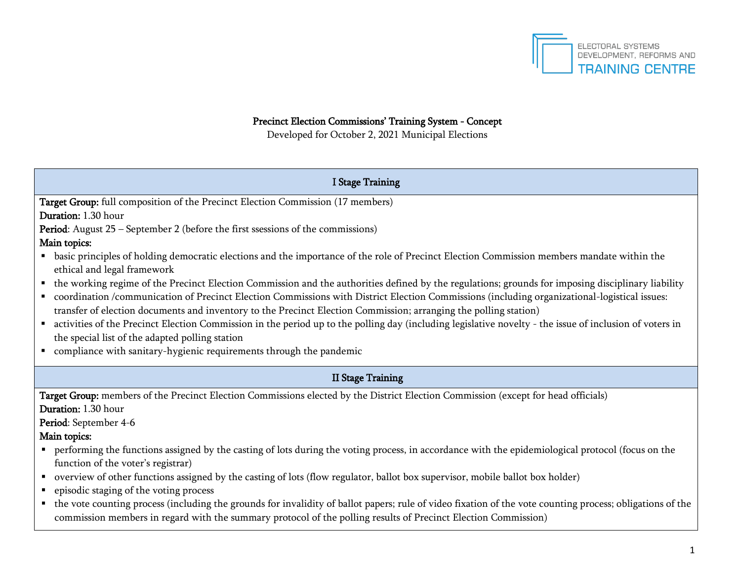ELECTORAL SYSTEMS DEVELOPMENT, REFORMS AND TRAINING CENTRE

**Precinct Election Commissions' Training System - Concept**

Developed for October 2, 2021 Municipal Elections

## I Stage Training

**Target Group:** full composition of the Precinct Election Commission (17 members)

**Duration:** 1.30 hour

**Period**: August 25 – September 2 (before the first ssessions of the commissions)

**Main topics:**

- basic principles of holding democratic elections and the importance of the role of Precinct Election Commission members mandate within the ethical and legal framework
- the working regime of the Precinct Election Commission and the authorities defined by the regulations; grounds for imposing disciplinary liability
- coordination /communication of Precinct Election Commissions with District Election Commissions (including organizational-logistical issues: transfer of election documents and inventory to the Precinct Election Commission; arranging the polling station)
- activities of the Precinct Election Commission in the period up to the polling day (including legislative novelty - the issue of inclusion of voters in the special list of the adapted polling station
- compliance with sanitary-hygienic requirements through the pandemic

## II Stage Training

**Target Group:** members of the Precinct Election Commissions elected by the District Election Commission (except for head officials)

**Duration:** 1.30 hour

**Period**: September 4-6

**Main topics:**

- performing the functions assigned by the casting of lots during the voting process, in accordance with the epidemiological protocol (focus on the function of the voter's registrar)
- overview of other functions assigned by the casting of lots (flow regulator, ballot box supervisor, mobile ballot box holder)
- episodic staging of the voting process
- the vote counting process (including the grounds for invalidity of ballot papers; rule of video fixation of the vote counting process; obligations of the commission members in regard with the summary protocol of the polling results of Precinct Election Commission)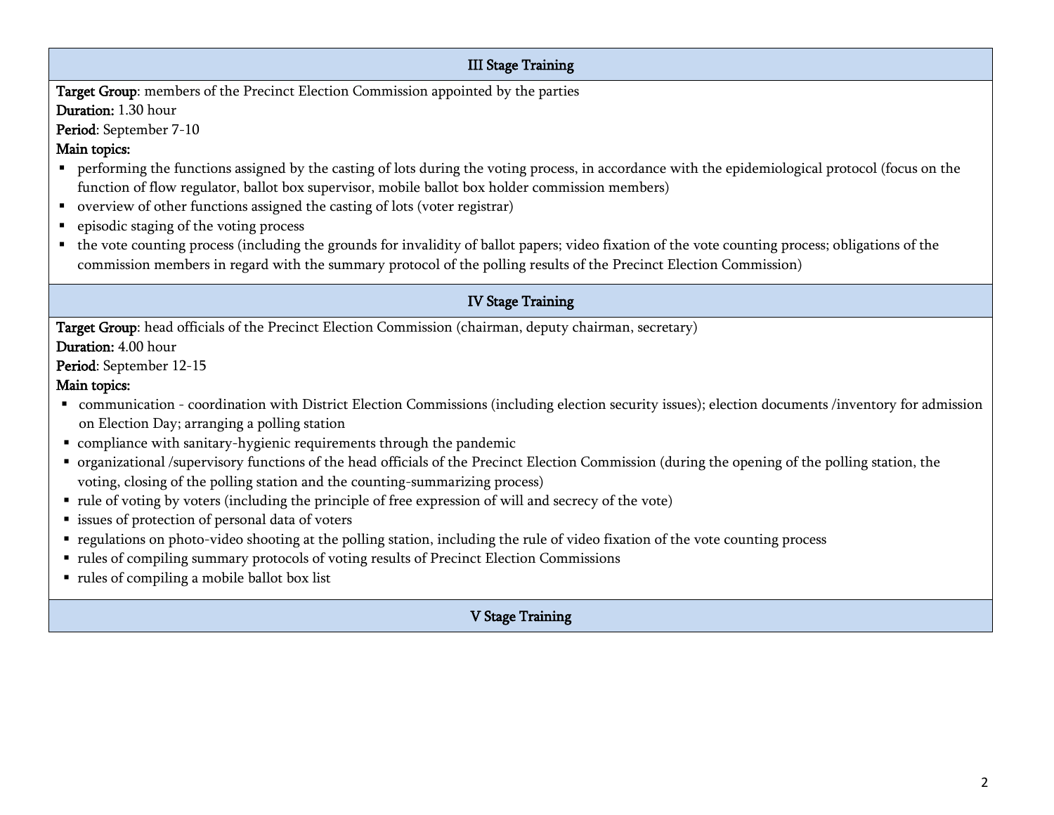### III Stage Training

**Target Group**: members of the Precinct Election Commission appointed by the parties
**Duration:** 1.30 hour
**Period**: September 7-10
**Main topics:**

- performing the functions assigned by the casting of lots during the voting process, in accordance with the epidemiological protocol (focus on the function of flow regulator, ballot box supervisor, mobile ballot box holder commission members)
- overview of other functions assigned the casting of lots (voter registrar)
- episodic staging of the voting process
- the vote counting process (including the grounds for invalidity of ballot papers; video fixation of the vote counting process; obligations of the commission members in regard with the summary protocol of the polling results of the Precinct Election Commission)

### IV Stage Training

**Target Group**: head officials of the Precinct Election Commission (chairman, deputy chairman, secretary)
**Duration:** 4.00 hour
**Period**: September 12-15
**Main topics:**

- communication - coordination with District Election Commissions (including election security issues); election documents /inventory for admission on Election Day; arranging a polling station
- compliance with sanitary-hygienic requirements through the pandemic
- organizational /supervisory functions of the head officials of the Precinct Election Commission (during the opening of the polling station, the voting, closing of the polling station and the counting-summarizing process)
- rule of voting by voters (including the principle of free expression of will and secrecy of the vote)
- issues of protection of personal data of voters
- regulations on photo-video shooting at the polling station, including the rule of video fixation of the vote counting process
- rules of compiling summary protocols of voting results of Precinct Election Commissions
- rules of compiling a mobile ballot box list

### V Stage Training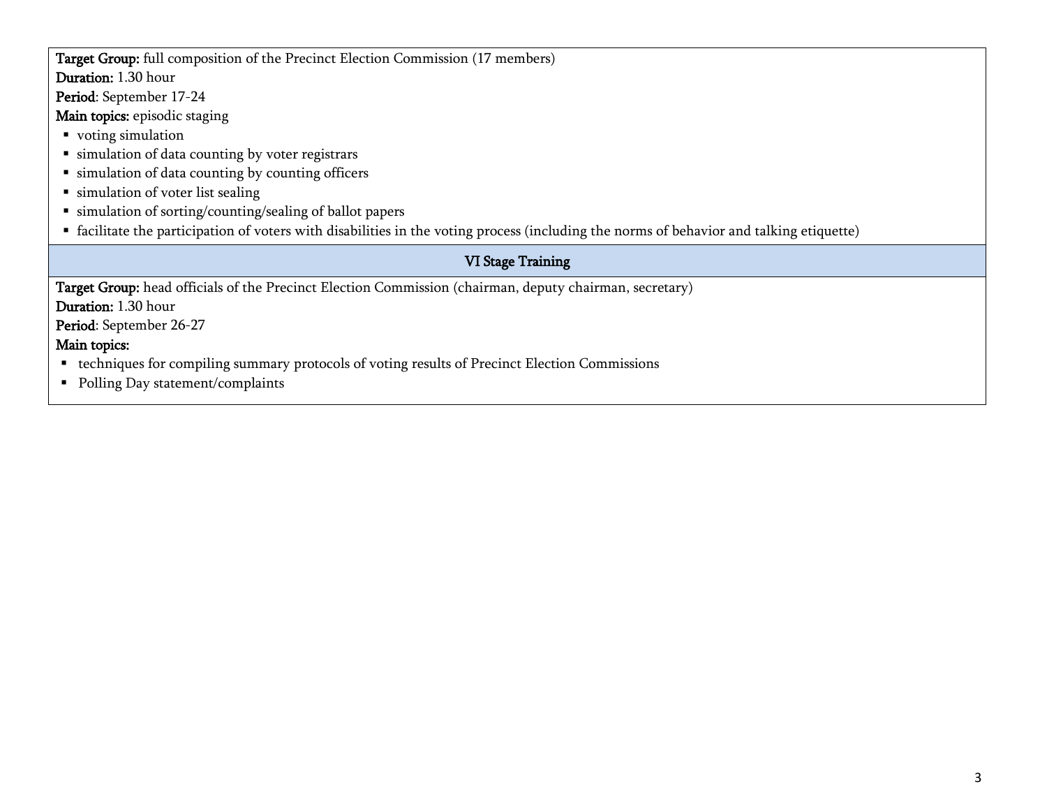**Target Group:** full composition of the Precinct Election Commission (17 members)
**Duration:** 1.30 hour
**Period**: September 17-24
**Main topics:** episodic staging

- voting simulation
- simulation of data counting by voter registrars
- simulation of data counting by counting officers
- simulation of voter list sealing
- simulation of sorting/counting/sealing of ballot papers
- facilitate the participation of voters with disabilities in the voting process (including the norms of behavior and talking etiquette)

## VI Stage Training

**Target Group:** head officials of the Precinct Election Commission (chairman, deputy chairman, secretary)
**Duration:** 1.30 hour
**Period**: September 26-27
**Main topics:**

- techniques for compiling summary protocols of voting results of Precinct Election Commissions
- Polling Day statement/complaints